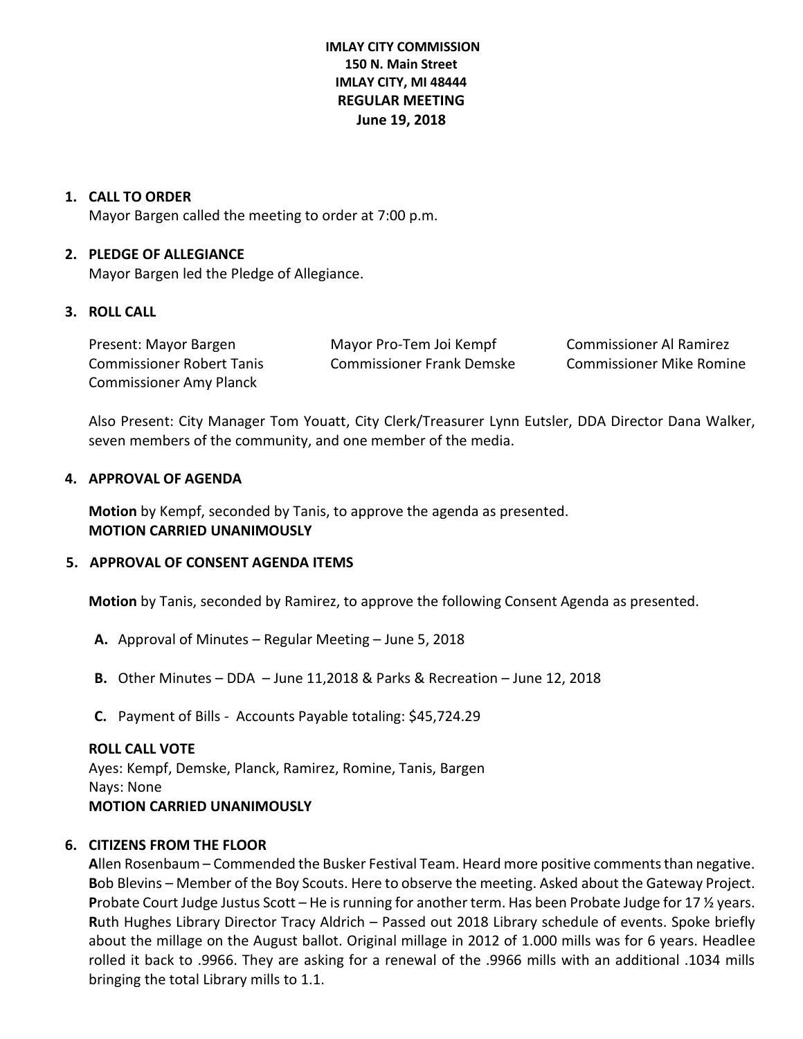**IMLAY CITY COMMISSION**
**150 N. Main Street**
**IMLAY CITY, MI 48444**
**REGULAR MEETING**
**June 19, 2018**

1. **CALL TO ORDER**
   Mayor Bargen called the meeting to order at 7:00 p.m.

2. **PLEDGE OF ALLEGIANCE**
   Mayor Bargen led the Pledge of Allegiance.

3. **ROLL CALL**

   Present: Mayor Bargen, Mayor Pro-Tem Joi Kempf, Commissioner Al Ramirez, Commissioner Robert Tanis, Commissioner Frank Demske, Commissioner Mike Romine, Commissioner Amy Planck

   Also Present: City Manager Tom Youatt, City Clerk/Treasurer Lynn Eutsler, DDA Director Dana Walker, seven members of the community, and one member of the media.

4. **APPROVAL OF AGENDA**

   **Motion** by Kempf, seconded by Tanis, to approve the agenda as presented.
   **MOTION CARRIED UNANIMOUSLY**

5. **APPROVAL OF CONSENT AGENDA ITEMS**

   **Motion** by Tanis, seconded by Ramirez, to approve the following Consent Agenda as presented.

   **A.** Approval of Minutes – Regular Meeting – June 5, 2018

   **B.** Other Minutes – DDA – June 11,2018 & Parks & Recreation – June 12, 2018

   **C.** Payment of Bills - Accounts Payable totaling: $45,724.29

   **ROLL CALL VOTE**
   Ayes: Kempf, Demske, Planck, Ramirez, Romine, Tanis, Bargen
   Nays: None
   **MOTION CARRIED UNANIMOUSLY**

6. **CITIZENS FROM THE FLOOR**
   **A**llen Rosenbaum – Commended the Busker Festival Team. Heard more positive comments than negative.
   **B**ob Blevins – Member of the Boy Scouts. Here to observe the meeting. Asked about the Gateway Project.
   **P**robate Court Judge Justus Scott – He is running for another term. Has been Probate Judge for 17 ½ years.
   **R**uth Hughes Library Director Tracy Aldrich – Passed out 2018 Library schedule of events. Spoke briefly about the millage on the August ballot. Original millage in 2012 of 1.000 mills was for 6 years. Headlee rolled it back to .9966. They are asking for a renewal of the .9966 mills with an additional .1034 mills bringing the total Library mills to 1.1.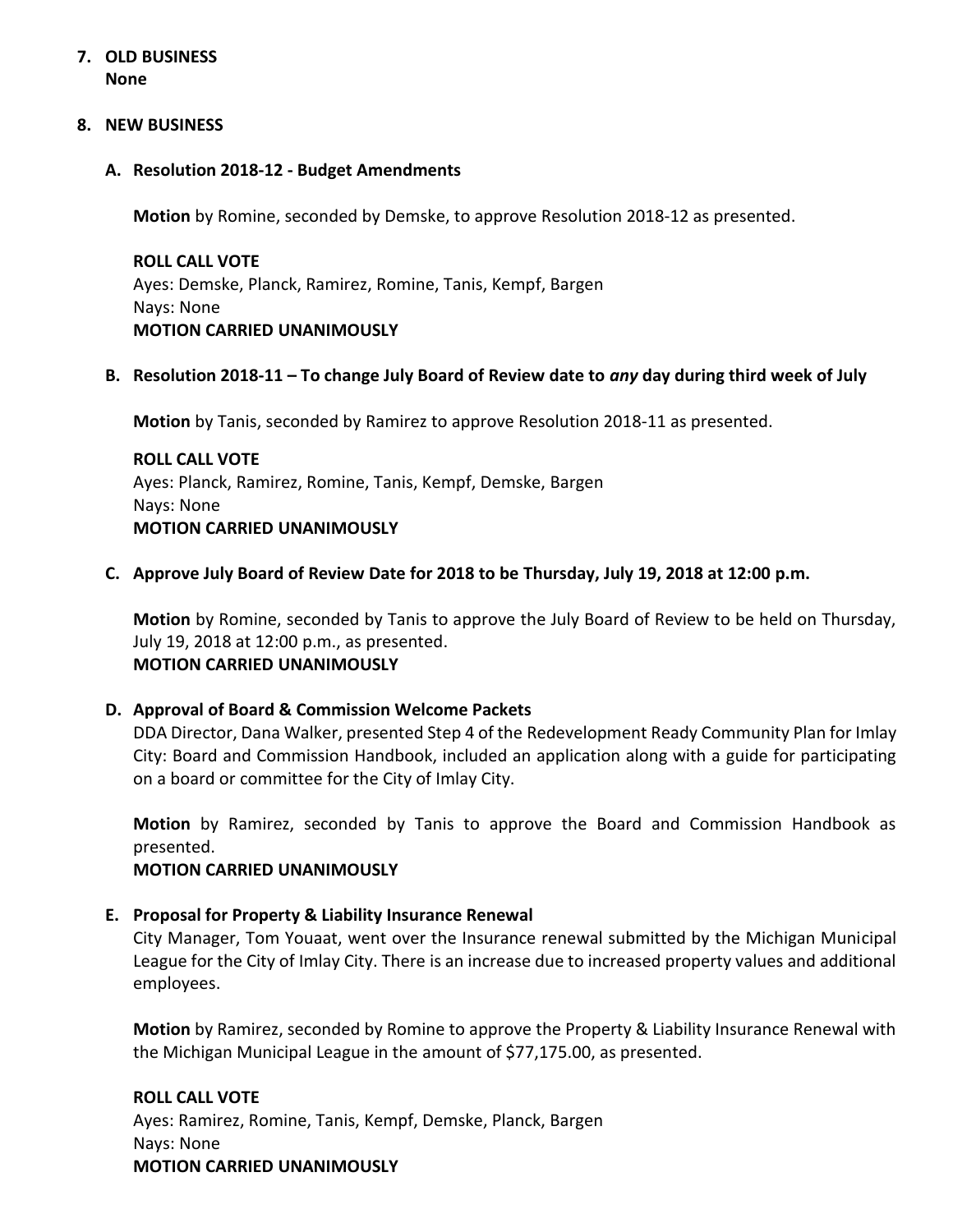## 7. OLD BUSINESS

**None**

## 8. NEW BUSINESS

### A. Resolution 2018-12 - Budget Amendments

**Motion** by Romine, seconded by Demske, to approve Resolution 2018-12 as presented.

**ROLL CALL VOTE**
Ayes: Demske, Planck, Ramirez, Romine, Tanis, Kempf, Bargen
Nays: None
**MOTION CARRIED UNANIMOUSLY**

### B. Resolution 2018-11 – To change July Board of Review date to *any* day during third week of July

**Motion** by Tanis, seconded by Ramirez to approve Resolution 2018-11 as presented.

**ROLL CALL VOTE**
Ayes: Planck, Ramirez, Romine, Tanis, Kempf, Demske, Bargen
Nays: None
**MOTION CARRIED UNANIMOUSLY**

### C. Approve July Board of Review Date for 2018 to be Thursday, July 19, 2018 at 12:00 p.m.

**Motion** by Romine, seconded by Tanis to approve the July Board of Review to be held on Thursday, July 19, 2018 at 12:00 p.m., as presented.
**MOTION CARRIED UNANIMOUSLY**

### D. Approval of Board & Commission Welcome Packets

DDA Director, Dana Walker, presented Step 4 of the Redevelopment Ready Community Plan for Imlay City: Board and Commission Handbook, included an application along with a guide for participating on a board or committee for the City of Imlay City.

**Motion** by Ramirez, seconded by Tanis to approve the Board and Commission Handbook as presented.
**MOTION CARRIED UNANIMOUSLY**

### E. Proposal for Property & Liability Insurance Renewal

City Manager, Tom Youaat, went over the Insurance renewal submitted by the Michigan Municipal League for the City of Imlay City. There is an increase due to increased property values and additional employees.

**Motion** by Ramirez, seconded by Romine to approve the Property & Liability Insurance Renewal with the Michigan Municipal League in the amount of $77,175.00, as presented.

**ROLL CALL VOTE**
Ayes: Ramirez, Romine, Tanis, Kempf, Demske, Planck, Bargen
Nays: None
**MOTION CARRIED UNANIMOUSLY**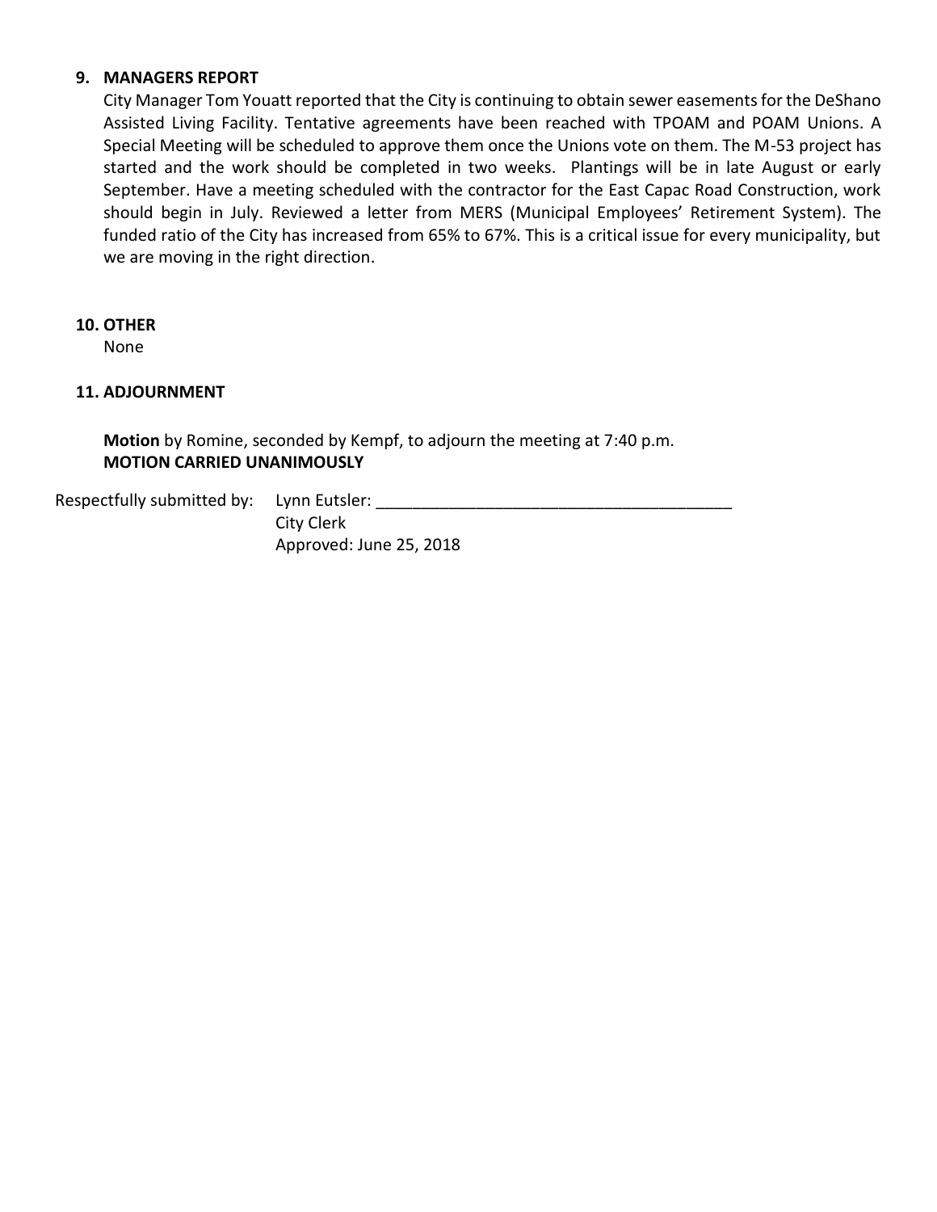**9. MANAGERS REPORT**

City Manager Tom Youatt reported that the City is continuing to obtain sewer easements for the DeShano Assisted Living Facility. Tentative agreements have been reached with TPOAM and POAM Unions. A Special Meeting will be scheduled to approve them once the Unions vote on them. The M-53 project has started and the work should be completed in two weeks. Plantings will be in late August or early September. Have a meeting scheduled with the contractor for the East Capac Road Construction, work should begin in July. Reviewed a letter from MERS (Municipal Employees' Retirement System). The funded ratio of the City has increased from 65% to 67%. This is a critical issue for every municipality, but we are moving in the right direction.

**10. OTHER**

None

**11. ADJOURNMENT**

**Motion** by Romine, seconded by Kempf, to adjourn the meeting at 7:40 p.m.
**MOTION CARRIED UNANIMOUSLY**

Respectfully submitted by: Lynn Eutsler: ________________________________________
City Clerk
Approved: June 25, 2018